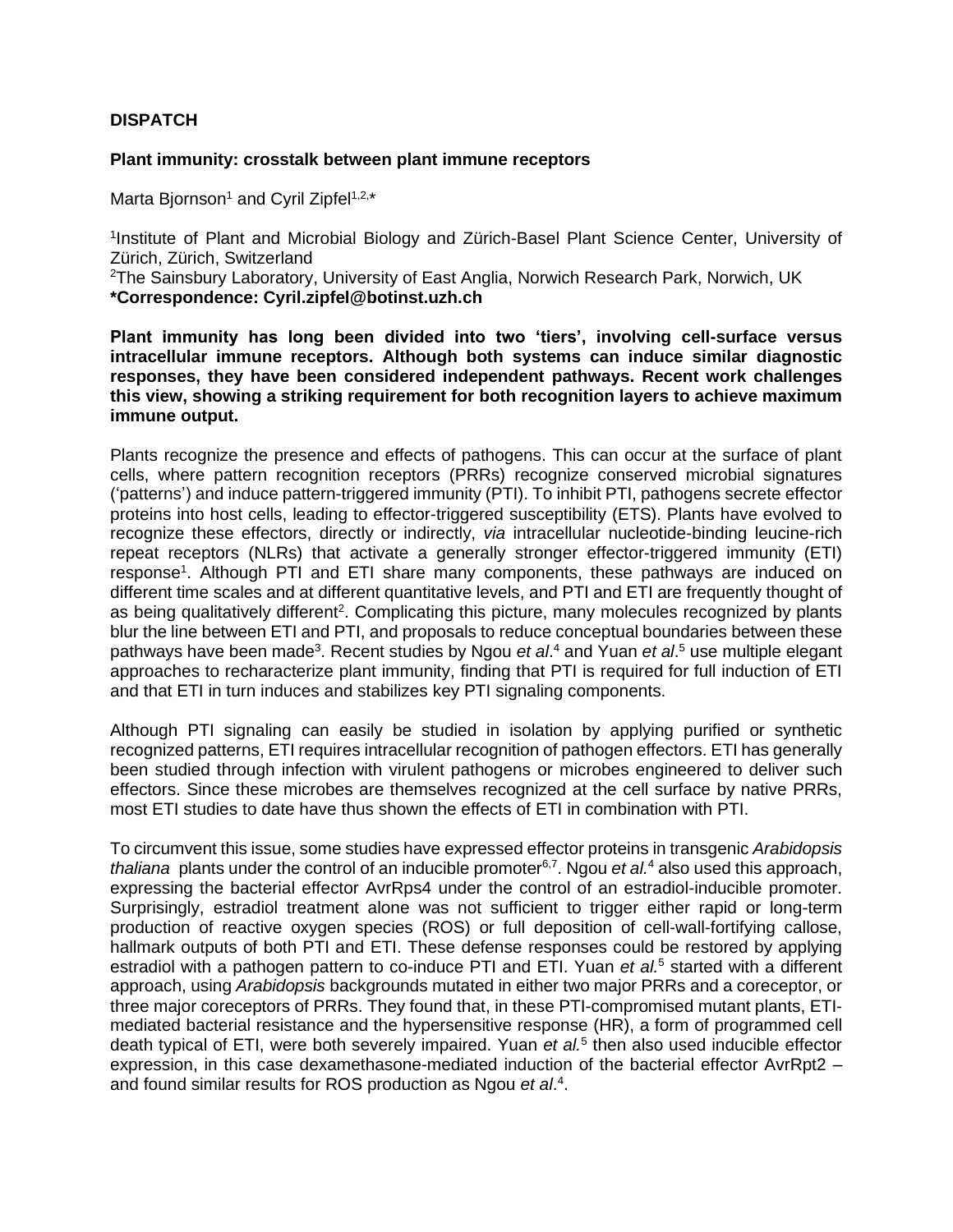**DISPATCH**

**Plant immunity: crosstalk between plant immune receptors**

Marta Bjornson[1] and Cyril Zipfel[1,2,*]

[1]Institute of Plant and Microbial Biology and Zürich-Basel Plant Science Center, University of Zürich, Zürich, Switzerland
[2]The Sainsbury Laboratory, University of East Anglia, Norwich Research Park, Norwich, UK
**\*Correspondence: Cyril.zipfel@botinst.uzh.ch**

**Plant immunity has long been divided into two 'tiers', involving cell-surface versus intracellular immune receptors. Although both systems can induce similar diagnostic responses, they have been considered independent pathways. Recent work challenges this view, showing a striking requirement for both recognition layers to achieve maximum immune output.**

Plants recognize the presence and effects of pathogens. This can occur at the surface of plant cells, where pattern recognition receptors (PRRs) recognize conserved microbial signatures ('patterns') and induce pattern-triggered immunity (PTI). To inhibit PTI, pathogens secrete effector proteins into host cells, leading to effector-triggered susceptibility (ETS). Plants have evolved to recognize these effectors, directly or indirectly, *via* intracellular nucleotide-binding leucine-rich repeat receptors (NLRs) that activate a generally stronger effector-triggered immunity (ETI) response[1]. Although PTI and ETI share many components, these pathways are induced on different time scales and at different quantitative levels, and PTI and ETI are frequently thought of as being qualitatively different[2]. Complicating this picture, many molecules recognized by plants blur the line between ETI and PTI, and proposals to reduce conceptual boundaries between these pathways have been made[3]. Recent studies by Ngou *et al*.[4] and Yuan *et al*.[5] use multiple elegant approaches to recharacterize plant immunity, finding that PTI is required for full induction of ETI and that ETI in turn induces and stabilizes key PTI signaling components.

Although PTI signaling can easily be studied in isolation by applying purified or synthetic recognized patterns, ETI requires intracellular recognition of pathogen effectors. ETI has generally been studied through infection with virulent pathogens or microbes engineered to deliver such effectors. Since these microbes are themselves recognized at the cell surface by native PRRs, most ETI studies to date have thus shown the effects of ETI in combination with PTI.

To circumvent this issue, some studies have expressed effector proteins in transgenic *Arabidopsis thaliana* plants under the control of an inducible promoter[6,7]. Ngou *et al.*[4] also used this approach, expressing the bacterial effector AvrRps4 under the control of an estradiol-inducible promoter. Surprisingly, estradiol treatment alone was not sufficient to trigger either rapid or long-term production of reactive oxygen species (ROS) or full deposition of cell-wall-fortifying callose, hallmark outputs of both PTI and ETI. These defense responses could be restored by applying estradiol with a pathogen pattern to co-induce PTI and ETI. Yuan *et al.*[5] started with a different approach, using *Arabidopsis* backgrounds mutated in either two major PRRs and a coreceptor, or three major coreceptors of PRRs. They found that, in these PTI-compromised mutant plants, ETI-mediated bacterial resistance and the hypersensitive response (HR), a form of programmed cell death typical of ETI, were both severely impaired. Yuan *et al.*[5] then also used inducible effector expression, in this case dexamethasone-mediated induction of the bacterial effector AvrRpt2 – and found similar results for ROS production as Ngou *et al*.[4].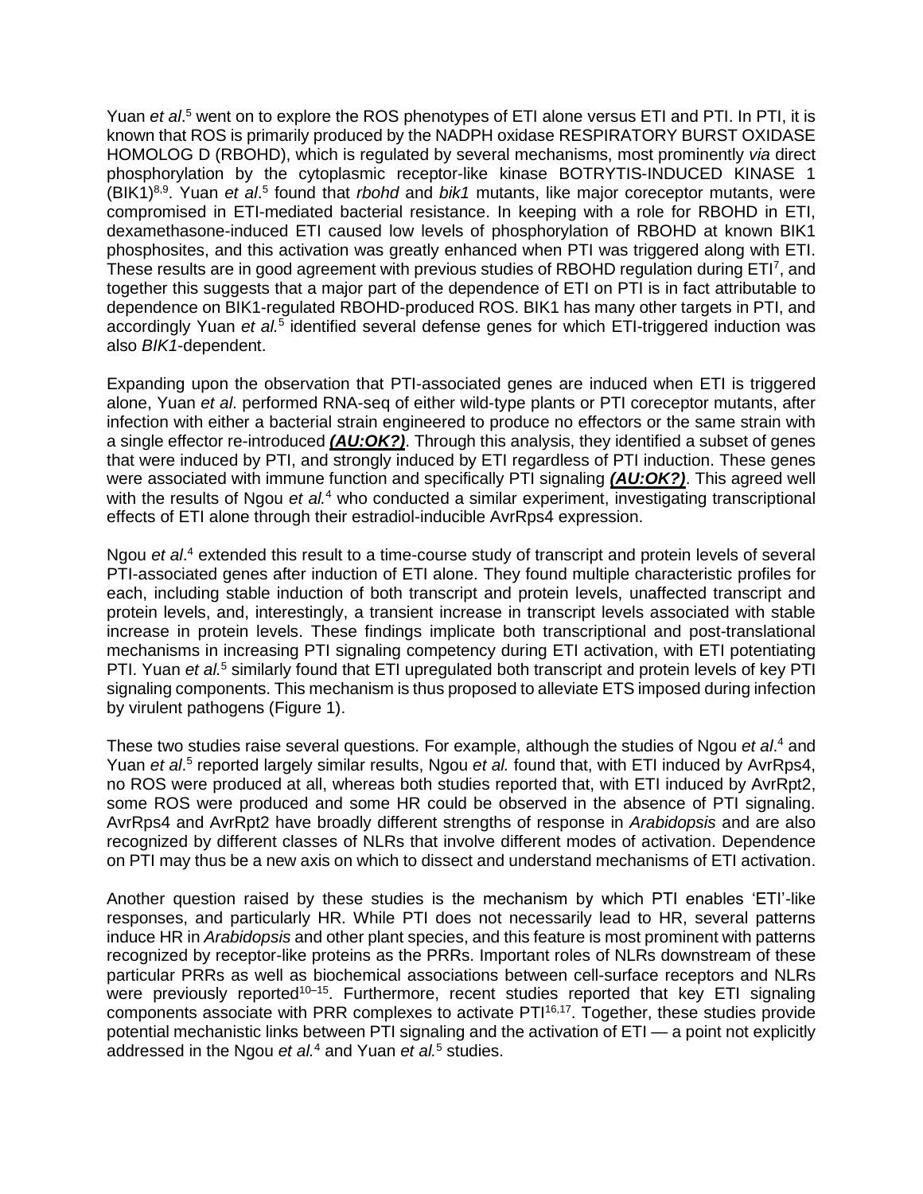Yuan *et al*.[5] went on to explore the ROS phenotypes of ETI alone versus ETI and PTI. In PTI, it is known that ROS is primarily produced by the NADPH oxidase RESPIRATORY BURST OXIDASE HOMOLOG D (RBOHD), which is regulated by several mechanisms, most prominently *via* direct phosphorylation by the cytoplasmic receptor-like kinase BOTRYTIS-INDUCED KINASE 1 (BIK1)[8,9]. Yuan *et al*.[5] found that *rbohd* and *bik1* mutants, like major coreceptor mutants, were compromised in ETI-mediated bacterial resistance. In keeping with a role for RBOHD in ETI, dexamethasone-induced ETI caused low levels of phosphorylation of RBOHD at known BIK1 phosphosites, and this activation was greatly enhanced when PTI was triggered along with ETI. These results are in good agreement with previous studies of RBOHD regulation during ETI[7], and together this suggests that a major part of the dependence of ETI on PTI is in fact attributable to dependence on BIK1-regulated RBOHD-produced ROS. BIK1 has many other targets in PTI, and accordingly Yuan *et al.*[5] identified several defense genes for which ETI-triggered induction was also *BIK1*-dependent.

Expanding upon the observation that PTI-associated genes are induced when ETI is triggered alone, Yuan *et al*. performed RNA-seq of either wild-type plants or PTI coreceptor mutants, after infection with either a bacterial strain engineered to produce no effectors or the same strain with a single effector re-introduced ***(AU:OK?)***. Through this analysis, they identified a subset of genes that were induced by PTI, and strongly induced by ETI regardless of PTI induction. These genes were associated with immune function and specifically PTI signaling ***(AU:OK?)***. This agreed well with the results of Ngou *et al.*[4] who conducted a similar experiment, investigating transcriptional effects of ETI alone through their estradiol-inducible AvrRps4 expression.

Ngou *et al*.[4] extended this result to a time-course study of transcript and protein levels of several PTI-associated genes after induction of ETI alone. They found multiple characteristic profiles for each, including stable induction of both transcript and protein levels, unaffected transcript and protein levels, and, interestingly, a transient increase in transcript levels associated with stable increase in protein levels. These findings implicate both transcriptional and post-translational mechanisms in increasing PTI signaling competency during ETI activation, with ETI potentiating PTI. Yuan *et al.*[5] similarly found that ETI upregulated both transcript and protein levels of key PTI signaling components. This mechanism is thus proposed to alleviate ETS imposed during infection by virulent pathogens (Figure 1).

These two studies raise several questions. For example, although the studies of Ngou *et al*.[4] and Yuan *et al*.[5] reported largely similar results, Ngou *et al.* found that, with ETI induced by AvrRps4, no ROS were produced at all, whereas both studies reported that, with ETI induced by AvrRpt2, some ROS were produced and some HR could be observed in the absence of PTI signaling. AvrRps4 and AvrRpt2 have broadly different strengths of response in *Arabidopsis* and are also recognized by different classes of NLRs that involve different modes of activation. Dependence on PTI may thus be a new axis on which to dissect and understand mechanisms of ETI activation.

Another question raised by these studies is the mechanism by which PTI enables 'ETI'-like responses, and particularly HR. While PTI does not necessarily lead to HR, several patterns induce HR in *Arabidopsis* and other plant species, and this feature is most prominent with patterns recognized by receptor-like proteins as the PRRs. Important roles of NLRs downstream of these particular PRRs as well as biochemical associations between cell-surface receptors and NLRs were previously reported[10–15]. Furthermore, recent studies reported that key ETI signaling components associate with PRR complexes to activate PTI[16,17]. Together, these studies provide potential mechanistic links between PTI signaling and the activation of ETI — a point not explicitly addressed in the Ngou *et al.*[4] and Yuan *et al.*[5] studies.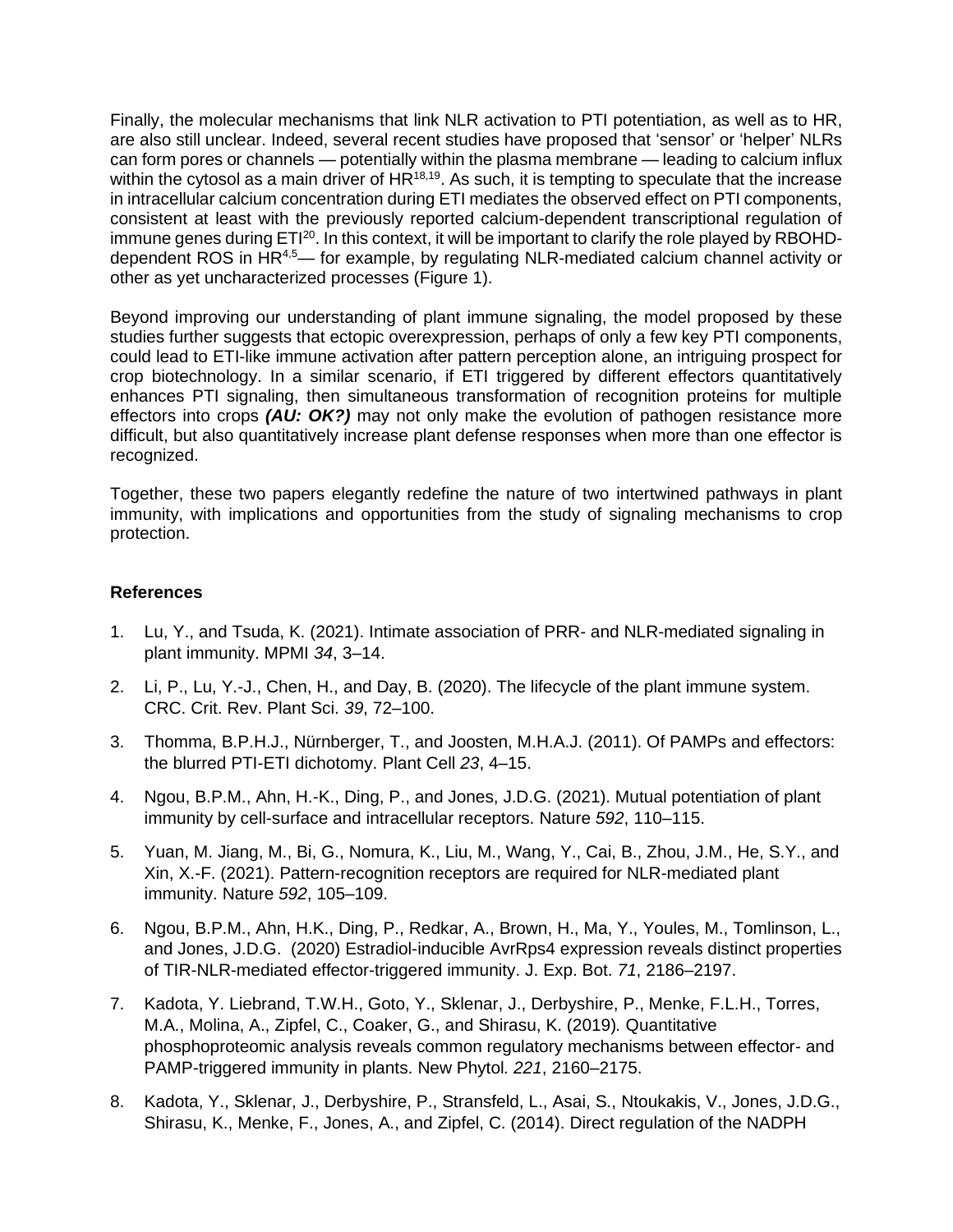Finally, the molecular mechanisms that link NLR activation to PTI potentiation, as well as to HR, are also still unclear. Indeed, several recent studies have proposed that 'sensor' or 'helper' NLRs can form pores or channels — potentially within the plasma membrane — leading to calcium influx within the cytosol as a main driver of HR[18,19]. As such, it is tempting to speculate that the increase in intracellular calcium concentration during ETI mediates the observed effect on PTI components, consistent at least with the previously reported calcium-dependent transcriptional regulation of immune genes during ETI[20]. In this context, it will be important to clarify the role played by RBOHD-dependent ROS in HR[4,5]— for example, by regulating NLR-mediated calcium channel activity or other as yet uncharacterized processes (Figure 1).

Beyond improving our understanding of plant immune signaling, the model proposed by these studies further suggests that ectopic overexpression, perhaps of only a few key PTI components, could lead to ETI-like immune activation after pattern perception alone, an intriguing prospect for crop biotechnology. In a similar scenario, if ETI triggered by different effectors quantitatively enhances PTI signaling, then simultaneous transformation of recognition proteins for multiple effectors into crops ***(AU: OK?)*** may not only make the evolution of pathogen resistance more difficult, but also quantitatively increase plant defense responses when more than one effector is recognized.

Together, these two papers elegantly redefine the nature of two intertwined pathways in plant immunity, with implications and opportunities from the study of signaling mechanisms to crop protection.

**References**

1. Lu, Y., and Tsuda, K. (2021). Intimate association of PRR- and NLR-mediated signaling in plant immunity. MPMI *34*, 3–14.
2. Li, P., Lu, Y.-J., Chen, H., and Day, B. (2020). The lifecycle of the plant immune system. CRC. Crit. Rev. Plant Sci. *39*, 72–100.
3. Thomma, B.P.H.J., Nürnberger, T., and Joosten, M.H.A.J. (2011). Of PAMPs and effectors: the blurred PTI-ETI dichotomy. Plant Cell *23*, 4–15.
4. Ngou, B.P.M., Ahn, H.-K., Ding, P., and Jones, J.D.G. (2021). Mutual potentiation of plant immunity by cell-surface and intracellular receptors. Nature *592*, 110–115.
5. Yuan, M. Jiang, M., Bi, G., Nomura, K., Liu, M., Wang, Y., Cai, B., Zhou, J.M., He, S.Y., and Xin, X.-F. (2021). Pattern-recognition receptors are required for NLR-mediated plant immunity. Nature *592*, 105–109.
6. Ngou, B.P.M., Ahn, H.K., Ding, P., Redkar, A., Brown, H., Ma, Y., Youles, M., Tomlinson, L., and Jones, J.D.G. (2020) Estradiol-inducible AvrRps4 expression reveals distinct properties of TIR-NLR-mediated effector-triggered immunity. J. Exp. Bot. *71*, 2186–2197.
7. Kadota, Y. Liebrand, T.W.H., Goto, Y., Sklenar, J., Derbyshire, P., Menke, F.L.H., Torres, M.A., Molina, A., Zipfel, C., Coaker, G., and Shirasu, K. (2019). Quantitative phosphoproteomic analysis reveals common regulatory mechanisms between effector- and PAMP-triggered immunity in plants. New Phytol. *221*, 2160–2175.
8. Kadota, Y., Sklenar, J., Derbyshire, P., Stransfeld, L., Asai, S., Ntoukakis, V., Jones, J.D.G., Shirasu, K., Menke, F., Jones, A., and Zipfel, C. (2014). Direct regulation of the NADPH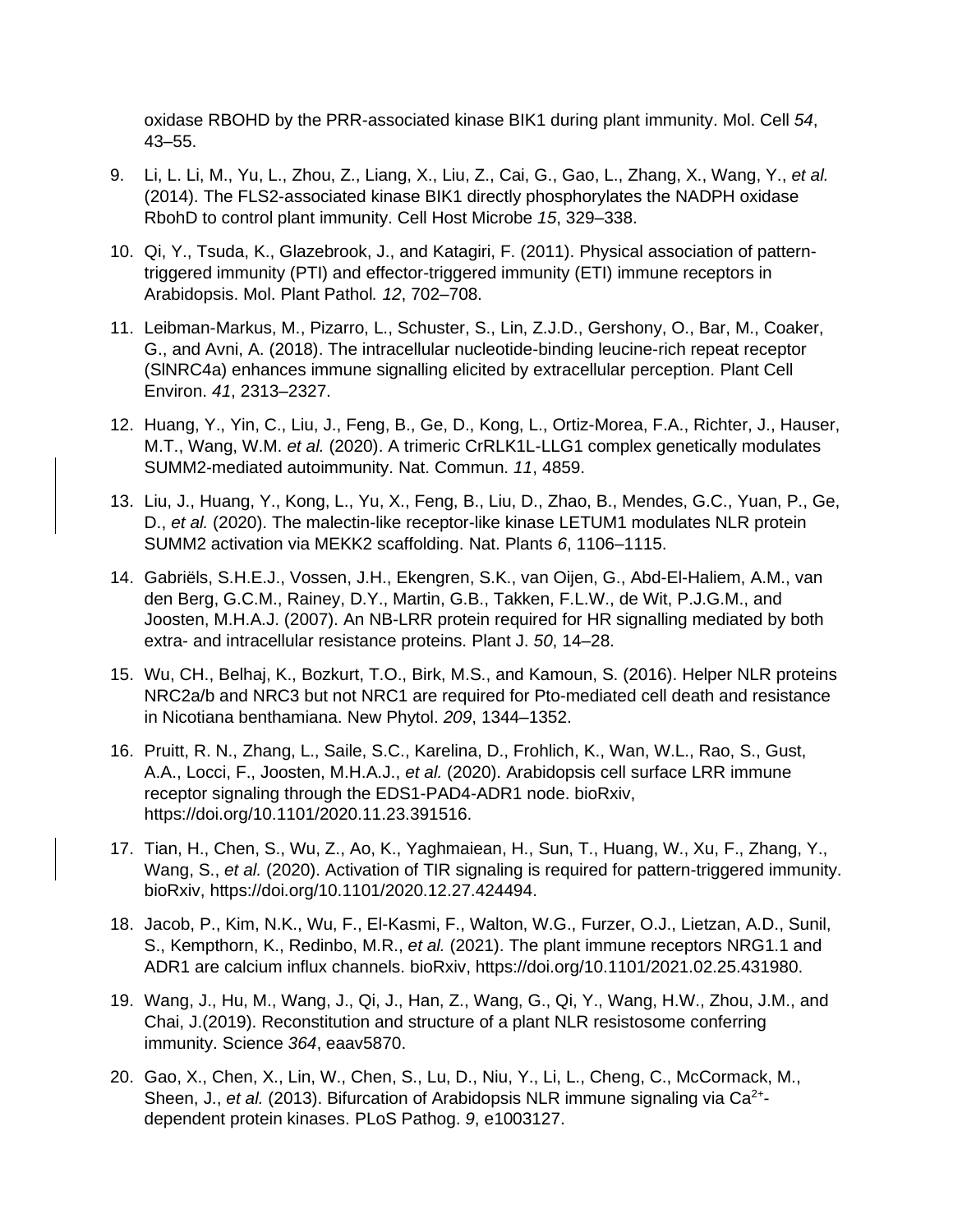oxidase RBOHD by the PRR-associated kinase BIK1 during plant immunity. Mol. Cell *54*, 43–55.

9. Li, L. Li, M., Yu, L., Zhou, Z., Liang, X., Liu, Z., Cai, G., Gao, L., Zhang, X., Wang, Y., *et al.* (2014). The FLS2-associated kinase BIK1 directly phosphorylates the NADPH oxidase RbohD to control plant immunity. Cell Host Microbe *15*, 329–338.

10. Qi, Y., Tsuda, K., Glazebrook, J., and Katagiri, F. (2011). Physical association of pattern-triggered immunity (PTI) and effector-triggered immunity (ETI) immune receptors in Arabidopsis. Mol. Plant Pathol*. 12*, 702–708.

11. Leibman-Markus, M., Pizarro, L., Schuster, S., Lin, Z.J.D., Gershony, O., Bar, M., Coaker, G., and Avni, A. (2018). The intracellular nucleotide-binding leucine-rich repeat receptor (SlNRC4a) enhances immune signalling elicited by extracellular perception. Plant Cell Environ. *41*, 2313–2327.

12. Huang, Y., Yin, C., Liu, J., Feng, B., Ge, D., Kong, L., Ortiz-Morea, F.A., Richter, J., Hauser, M.T., Wang, W.M. *et al.* (2020). A trimeric CrRLK1L-LLG1 complex genetically modulates SUMM2-mediated autoimmunity. Nat. Commun*. 11*, 4859.

13. Liu, J., Huang, Y., Kong, L., Yu, X., Feng, B., Liu, D., Zhao, B., Mendes, G.C., Yuan, P., Ge, D., *et al.* (2020). The malectin-like receptor-like kinase LETUM1 modulates NLR protein SUMM2 activation via MEKK2 scaffolding. Nat. Plants *6*, 1106–1115.

14. Gabriëls, S.H.E.J., Vossen, J.H., Ekengren, S.K., van Oijen, G., Abd-El-Haliem, A.M., van den Berg, G.C.M., Rainey, D.Y., Martin, G.B., Takken, F.L.W., de Wit, P.J.G.M., and Joosten, M.H.A.J. (2007). An NB-LRR protein required for HR signalling mediated by both extra- and intracellular resistance proteins. Plant J. *50*, 14–28.

15. Wu, CH., Belhaj, K., Bozkurt, T.O., Birk, M.S., and Kamoun, S. (2016). Helper NLR proteins NRC2a/b and NRC3 but not NRC1 are required for Pto-mediated cell death and resistance in Nicotiana benthamiana. New Phytol. *209*, 1344–1352.

16. Pruitt, R. N., Zhang, L., Saile, S.C., Karelina, D., Frohlich, K., Wan, W.L., Rao, S., Gust, A.A., Locci, F., Joosten, M.H.A.J., *et al.* (2020). Arabidopsis cell surface LRR immune receptor signaling through the EDS1-PAD4-ADR1 node. bioRxiv, https://doi.org/10.1101/2020.11.23.391516.

17. Tian, H., Chen, S., Wu, Z., Ao, K., Yaghmaiean, H., Sun, T., Huang, W., Xu, F., Zhang, Y., Wang, S., *et al.* (2020). Activation of TIR signaling is required for pattern-triggered immunity. bioRxiv, https://doi.org/10.1101/2020.12.27.424494.

18. Jacob, P., Kim, N.K., Wu, F., El-Kasmi, F., Walton, W.G., Furzer, O.J., Lietzan, A.D., Sunil, S., Kempthorn, K., Redinbo, M.R., *et al.* (2021). The plant immune receptors NRG1.1 and ADR1 are calcium influx channels. bioRxiv, https://doi.org/10.1101/2021.02.25.431980.

19. Wang, J., Hu, M., Wang, J., Qi, J., Han, Z., Wang, G., Qi, Y., Wang, H.W., Zhou, J.M., and Chai, J.(2019). Reconstitution and structure of a plant NLR resistosome conferring immunity. Science *364*, eaav5870.

20. Gao, X., Chen, X., Lin, W., Chen, S., Lu, D., Niu, Y., Li, L., Cheng, C., McCormack, M., Sheen, J., *et al.* (2013). Bifurcation of Arabidopsis NLR immune signaling via $Ca^{2+}$-dependent protein kinases. PLoS Pathog. *9*, e1003127.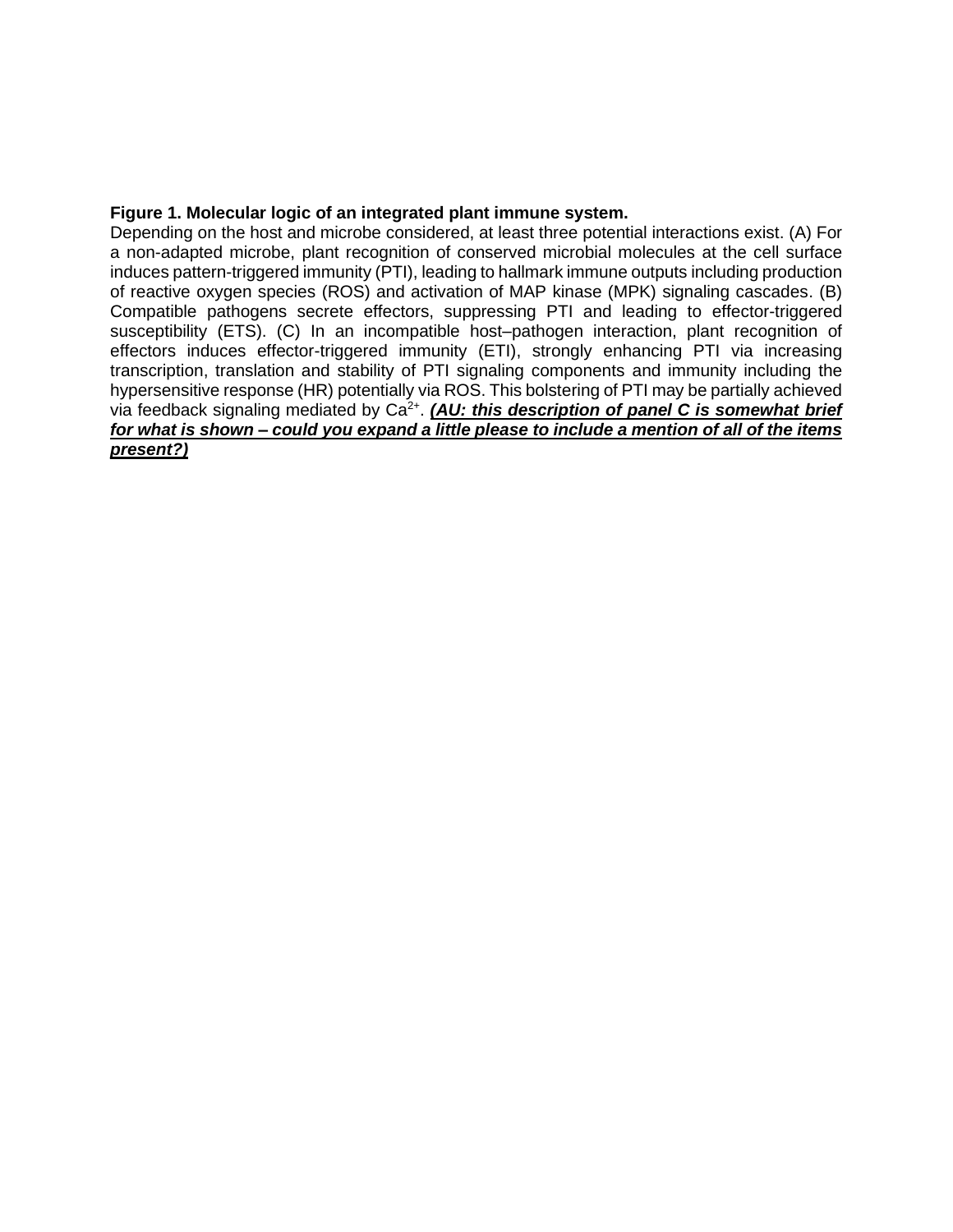**Figure 1. Molecular logic of an integrated plant immune system.**

Depending on the host and microbe considered, at least three potential interactions exist. (A) For a non-adapted microbe, plant recognition of conserved microbial molecules at the cell surface induces pattern-triggered immunity (PTI), leading to hallmark immune outputs including production of reactive oxygen species (ROS) and activation of MAP kinase (MPK) signaling cascades. (B) Compatible pathogens secrete effectors, suppressing PTI and leading to effector-triggered susceptibility (ETS). (C) In an incompatible host–pathogen interaction, plant recognition of effectors induces effector-triggered immunity (ETI), strongly enhancing PTI via increasing transcription, translation and stability of PTI signaling components and immunity including the hypersensitive response (HR) potentially via ROS. This bolstering of PTI may be partially achieved via feedback signaling mediated by $Ca^{2+}$. ***(AU: this description of panel C is somewhat brief for what is shown – could you expand a little please to include a mention of all of the items present?)***